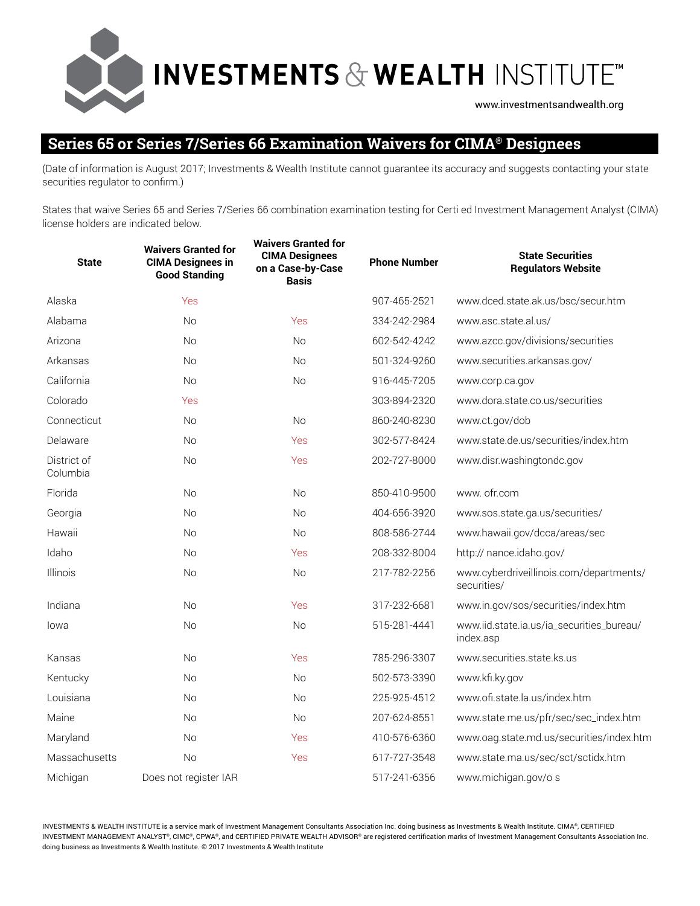INVESTMENTS & WEALTH INSTITUTE™

www.investmentsandwealth.org

## Series 65 or Series 7/Series 66 Examination Waivers for CIMA® Designees

(Date of information is August 2017; Investments & Wealth Institute cannot guarantee its accuracy and suggests contacting your state securities regulator to confirm.)

States that waive Series 65 and Series 7/Series 66 combination examination testing for Certi ed Investment Management Analyst (CIMA) license holders are indicated below.

| State | Waivers Granted for CIMA Designees in Good Standing | Waivers Granted for CIMA Designees on a Case-by-Case Basis | Phone Number | State Securities Regulators Website |
|---|---|---|---|---|
| Alaska | Yes | | 907-465-2521 | www.dced.state.ak.us/bsc/secur.htm |
| Alabama | No | Yes | 334-242-2984 | www.asc.state.al.us/ |
| Arizona | No | No | 602-542-4242 | www.azcc.gov/divisions/securities |
| Arkansas | No | No | 501-324-9260 | www.securities.arkansas.gov/ |
| California | No | No | 916-445-7205 | www.corp.ca.gov |
| Colorado | Yes | | 303-894-2320 | www.dora.state.co.us/securities |
| Connecticut | No | No | 860-240-8230 | www.ct.gov/dob |
| Delaware | No | Yes | 302-577-8424 | www.state.de.us/securities/index.htm |
| District of Columbia | No | Yes | 202-727-8000 | www.disr.washingtondc.gov |
| Florida | No | No | 850-410-9500 | www. ofr.com |
| Georgia | No | No | 404-656-3920 | www.sos.state.ga.us/securities/ |
| Hawaii | No | No | 808-586-2744 | www.hawaii.gov/dcca/areas/sec |
| Idaho | No | Yes | 208-332-8004 | http:// nance.idaho.gov/ |
| Illinois | No | No | 217-782-2256 | www.cyberdriveillinois.com/departments/securities/ |
| Indiana | No | Yes | 317-232-6681 | www.in.gov/sos/securities/index.htm |
| Iowa | No | No | 515-281-4441 | www.iid.state.ia.us/ia_securities_bureau/index.asp |
| Kansas | No | Yes | 785-296-3307 | www.securities.state.ks.us |
| Kentucky | No | No | 502-573-3390 | www.kfi.ky.gov |
| Louisiana | No | No | 225-925-4512 | www.ofi.state.la.us/index.htm |
| Maine | No | No | 207-624-8551 | www.state.me.us/pfr/sec/sec_index.htm |
| Maryland | No | Yes | 410-576-6360 | www.oag.state.md.us/securities/index.htm |
| Massachusetts | No | Yes | 617-727-3548 | www.state.ma.us/sec/sct/sctidx.htm |
| Michigan | Does not register IAR | | 517-241-6356 | www.michigan.gov/o s |

INVESTMENTS & WEALTH INSTITUTE is a service mark of Investment Management Consultants Association Inc. doing business as Investments & Wealth Institute. CIMA®, CERTIFIED INVESTMENT MANAGEMENT ANALYST®, CIMC®, CPWA®, and CERTIFIED PRIVATE WEALTH ADVISOR® are registered certification marks of Investment Management Consultants Association Inc. doing business as Investments & Wealth Institute. © 2017 Investments & Wealth Institute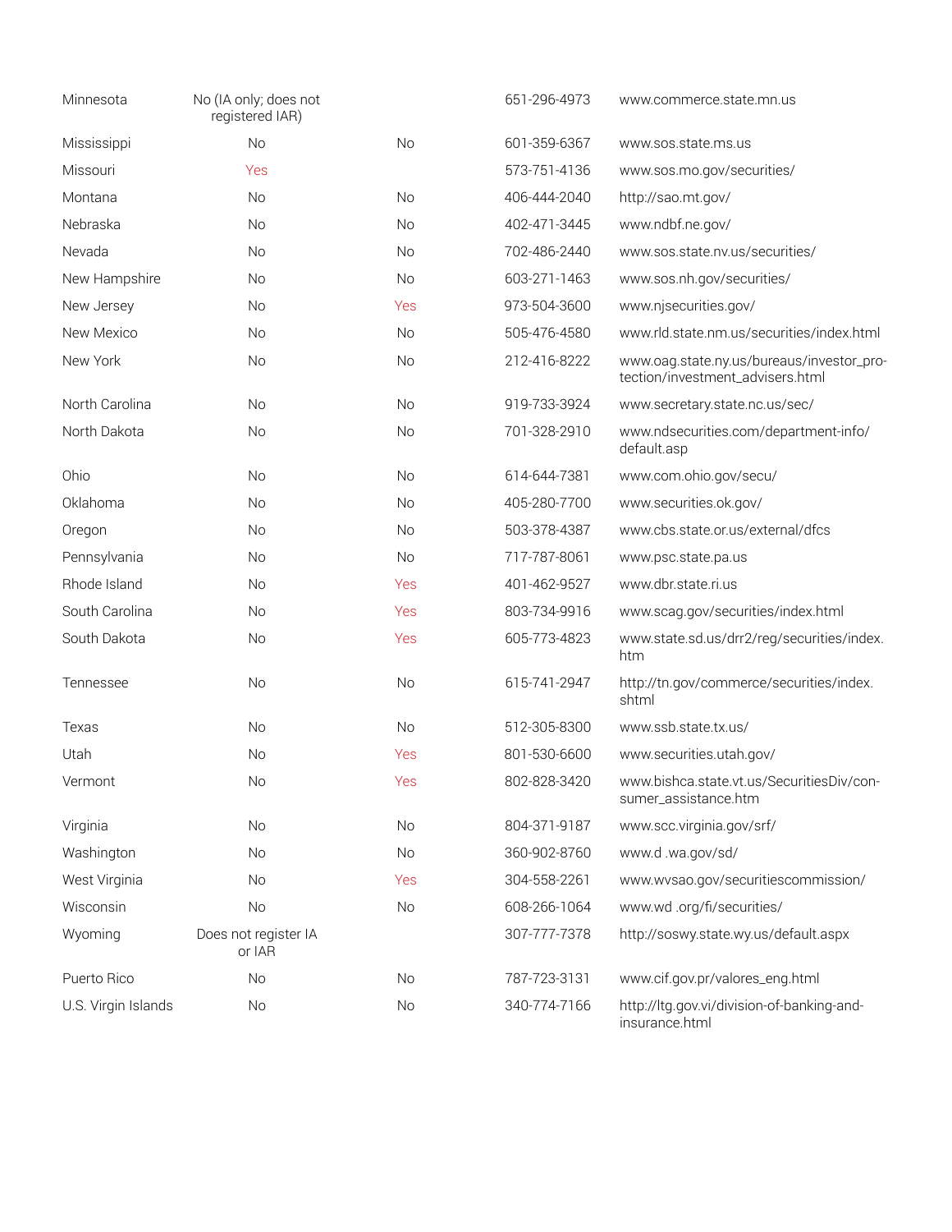| | | | | |
|---|---|---|---|---|
| Minnesota | No (IA only; does not registered IAR) | | 651-296-4973 | www.commerce.state.mn.us |
| Mississippi | No | No | 601-359-6367 | www.sos.state.ms.us |
| Missouri | Yes | | 573-751-4136 | www.sos.mo.gov/securities/ |
| Montana | No | No | 406-444-2040 | http://sao.mt.gov/ |
| Nebraska | No | No | 402-471-3445 | www.ndbf.ne.gov/ |
| Nevada | No | No | 702-486-2440 | www.sos.state.nv.us/securities/ |
| New Hampshire | No | No | 603-271-1463 | www.sos.nh.gov/securities/ |
| New Jersey | No | Yes | 973-504-3600 | www.njsecurities.gov/ |
| New Mexico | No | No | 505-476-4580 | www.rld.state.nm.us/securities/index.html |
| New York | No | No | 212-416-8222 | www.oag.state.ny.us/bureaus/investor_protection/investment_advisers.html |
| North Carolina | No | No | 919-733-3924 | www.secretary.state.nc.us/sec/ |
| North Dakota | No | No | 701-328-2910 | www.ndsecurities.com/department-info/default.asp |
| Ohio | No | No | 614-644-7381 | www.com.ohio.gov/secu/ |
| Oklahoma | No | No | 405-280-7700 | www.securities.ok.gov/ |
| Oregon | No | No | 503-378-4387 | www.cbs.state.or.us/external/dfcs |
| Pennsylvania | No | No | 717-787-8061 | www.psc.state.pa.us |
| Rhode Island | No | Yes | 401-462-9527 | www.dbr.state.ri.us |
| South Carolina | No | Yes | 803-734-9916 | www.scag.gov/securities/index.html |
| South Dakota | No | Yes | 605-773-4823 | www.state.sd.us/drr2/reg/securities/index.htm |
| Tennessee | No | No | 615-741-2947 | http://tn.gov/commerce/securities/index.shtml |
| Texas | No | No | 512-305-8300 | www.ssb.state.tx.us/ |
| Utah | No | Yes | 801-530-6600 | www.securities.utah.gov/ |
| Vermont | No | Yes | 802-828-3420 | www.bishca.state.vt.us/SecuritiesDiv/consumer_assistance.htm |
| Virginia | No | No | 804-371-9187 | www.scc.virginia.gov/srf/ |
| Washington | No | No | 360-902-8760 | www.d .wa.gov/sd/ |
| West Virginia | No | Yes | 304-558-2261 | www.wvsao.gov/securitiescommission/ |
| Wisconsin | No | No | 608-266-1064 | www.wd .org/fi/securities/ |
| Wyoming | Does not register IA or IAR | | 307-777-7378 | http://soswy.state.wy.us/default.aspx |
| Puerto Rico | No | No | 787-723-3131 | www.cif.gov.pr/valores_eng.html |
| U.S. Virgin Islands | No | No | 340-774-7166 | http://ltg.gov.vi/division-of-banking-and-insurance.html |